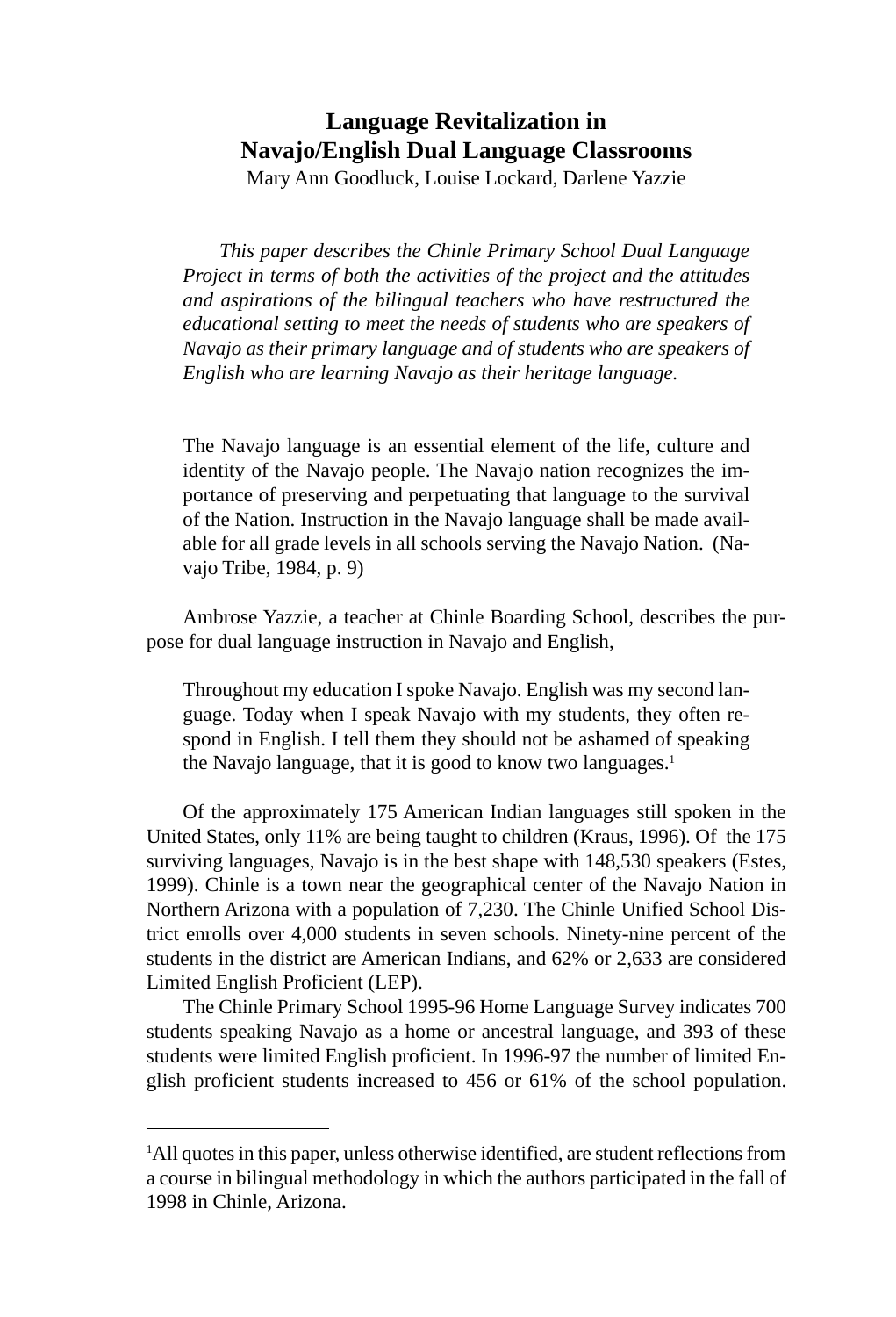# Language Revitalization in Navajo/English Dual Language Classrooms

Mary Ann Goodluck, Louise Lockard, Darlene Yazzie

*This paper describes the Chinle Primary School Dual Language Project in terms of both the activities of the project and the attitudes and aspirations of the bilingual teachers who have restructured the educational setting to meet the needs of students who are speakers of Navajo as their primary language and of students who are speakers of English who are learning Navajo as their heritage language.*

> The Navajo language is an essential element of the life, culture and identity of the Navajo people. The Navajo nation recognizes the importance of preserving and perpetuating that language to the survival of the Nation. Instruction in the Navajo language shall be made available for all grade levels in all schools serving the Navajo Nation. (Navajo Tribe, 1984, p. 9)

Ambrose Yazzie, a teacher at Chinle Boarding School, describes the purpose for dual language instruction in Navajo and English,

> Throughout my education I spoke Navajo. English was my second language. Today when I speak Navajo with my students, they often respond in English. I tell them they should not be ashamed of speaking the Navajo language, that it is good to know two languages.[1]

Of the approximately 175 American Indian languages still spoken in the United States, only 11% are being taught to children (Kraus, 1996). Of the 175 surviving languages, Navajo is in the best shape with 148,530 speakers (Estes, 1999). Chinle is a town near the geographical center of the Navajo Nation in Northern Arizona with a population of 7,230. The Chinle Unified School District enrolls over 4,000 students in seven schools. Ninety-nine percent of the students in the district are American Indians, and 62% or 2,633 are considered Limited English Proficient (LEP).

The Chinle Primary School 1995-96 Home Language Survey indicates 700 students speaking Navajo as a home or ancestral language, and 393 of these students were limited English proficient. In 1996-97 the number of limited English proficient students increased to 456 or 61% of the school population.

---

[1]All quotes in this paper, unless otherwise identified, are student reflections from a course in bilingual methodology in which the authors participated in the fall of 1998 in Chinle, Arizona.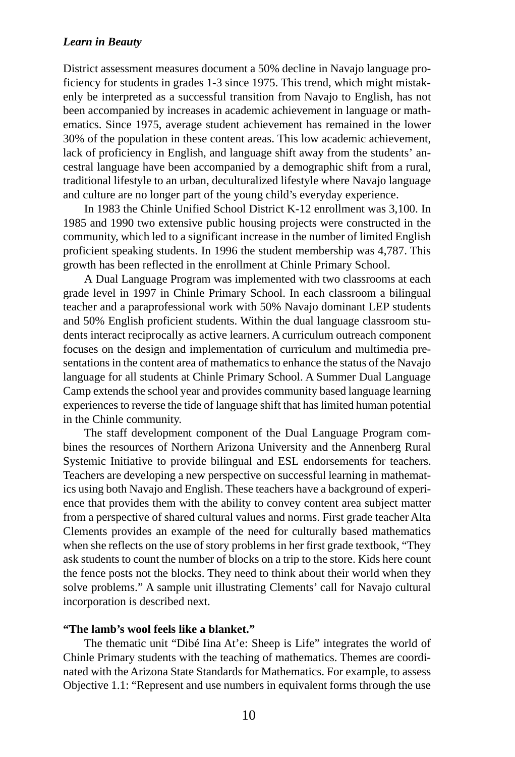District assessment measures document a 50% decline in Navajo language proficiency for students in grades 1-3 since 1975. This trend, which might mistakenly be interpreted as a successful transition from Navajo to English, has not been accompanied by increases in academic achievement in language or mathematics. Since 1975, average student achievement has remained in the lower 30% of the population in these content areas. This low academic achievement, lack of proficiency in English, and language shift away from the students' ancestral language have been accompanied by a demographic shift from a rural, traditional lifestyle to an urban, deculturalized lifestyle where Navajo language and culture are no longer part of the young child's everyday experience.

In 1983 the Chinle Unified School District K-12 enrollment was 3,100. In 1985 and 1990 two extensive public housing projects were constructed in the community, which led to a significant increase in the number of limited English proficient speaking students. In 1996 the student membership was 4,787. This growth has been reflected in the enrollment at Chinle Primary School.

A Dual Language Program was implemented with two classrooms at each grade level in 1997 in Chinle Primary School. In each classroom a bilingual teacher and a paraprofessional work with 50% Navajo dominant LEP students and 50% English proficient students. Within the dual language classroom students interact reciprocally as active learners. A curriculum outreach component focuses on the design and implementation of curriculum and multimedia presentations in the content area of mathematics to enhance the status of the Navajo language for all students at Chinle Primary School. A Summer Dual Language Camp extends the school year and provides community based language learning experiences to reverse the tide of language shift that has limited human potential in the Chinle community.

The staff development component of the Dual Language Program combines the resources of Northern Arizona University and the Annenberg Rural Systemic Initiative to provide bilingual and ESL endorsements for teachers. Teachers are developing a new perspective on successful learning in mathematics using both Navajo and English. These teachers have a background of experience that provides them with the ability to convey content area subject matter from a perspective of shared cultural values and norms. First grade teacher Alta Clements provides an example of the need for culturally based mathematics when she reflects on the use of story problems in her first grade textbook, "They ask students to count the number of blocks on a trip to the store. Kids here count the fence posts not the blocks. They need to think about their world when they solve problems." A sample unit illustrating Clements' call for Navajo cultural incorporation is described next.

**"The lamb's wool feels like a blanket."**

The thematic unit "Dibé Iina At'e: Sheep is Life" integrates the world of Chinle Primary students with the teaching of mathematics. Themes are coordinated with the Arizona State Standards for Mathematics. For example, to assess Objective 1.1: "Represent and use numbers in equivalent forms through the use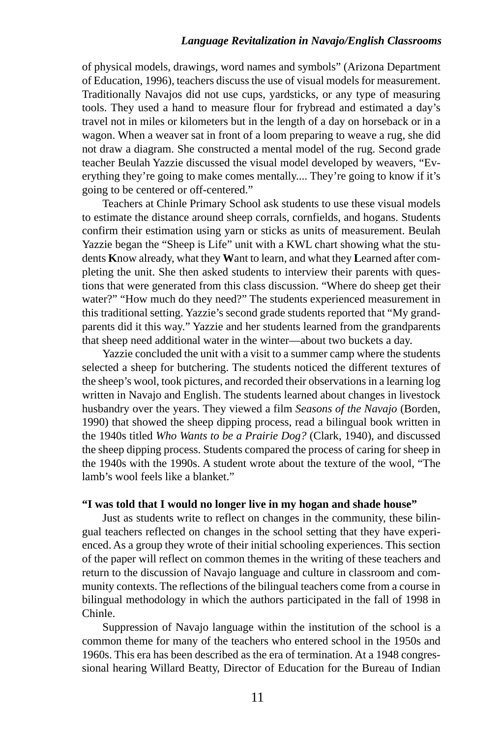of physical models, drawings, word names and symbols" (Arizona Department of Education, 1996), teachers discuss the use of visual models for measurement. Traditionally Navajos did not use cups, yardsticks, or any type of measuring tools. They used a hand to measure flour for frybread and estimated a day's travel not in miles or kilometers but in the length of a day on horseback or in a wagon. When a weaver sat in front of a loom preparing to weave a rug, she did not draw a diagram. She constructed a mental model of the rug. Second grade teacher Beulah Yazzie discussed the visual model developed by weavers, "Everything they're going to make comes mentally.... They're going to know if it's going to be centered or off-centered."

Teachers at Chinle Primary School ask students to use these visual models to estimate the distance around sheep corrals, cornfields, and hogans. Students confirm their estimation using yarn or sticks as units of measurement. Beulah Yazzie began the "Sheep is Life" unit with a KWL chart showing what the students **K**now already, what they **W**ant to learn, and what they **L**earned after completing the unit. She then asked students to interview their parents with questions that were generated from this class discussion. "Where do sheep get their water?" "How much do they need?" The students experienced measurement in this traditional setting. Yazzie's second grade students reported that "My grandparents did it this way." Yazzie and her students learned from the grandparents that sheep need additional water in the winter—about two buckets a day.

Yazzie concluded the unit with a visit to a summer camp where the students selected a sheep for butchering. The students noticed the different textures of the sheep's wool, took pictures, and recorded their observations in a learning log written in Navajo and English. The students learned about changes in livestock husbandry over the years. They viewed a film *Seasons of the Navajo* (Borden, 1990) that showed the sheep dipping process, read a bilingual book written in the 1940s titled *Who Wants to be a Prairie Dog?* (Clark, 1940), and discussed the sheep dipping process. Students compared the process of caring for sheep in the 1940s with the 1990s. A student wrote about the texture of the wool, "The lamb's wool feels like a blanket."

**"I was told that I would no longer live in my hogan and shade house"**

Just as students write to reflect on changes in the community, these bilingual teachers reflected on changes in the school setting that they have experienced. As a group they wrote of their initial schooling experiences. This section of the paper will reflect on common themes in the writing of these teachers and return to the discussion of Navajo language and culture in classroom and community contexts. The reflections of the bilingual teachers come from a course in bilingual methodology in which the authors participated in the fall of 1998 in Chinle.

Suppression of Navajo language within the institution of the school is a common theme for many of the teachers who entered school in the 1950s and 1960s. This era has been described as the era of termination. At a 1948 congressional hearing Willard Beatty, Director of Education for the Bureau of Indian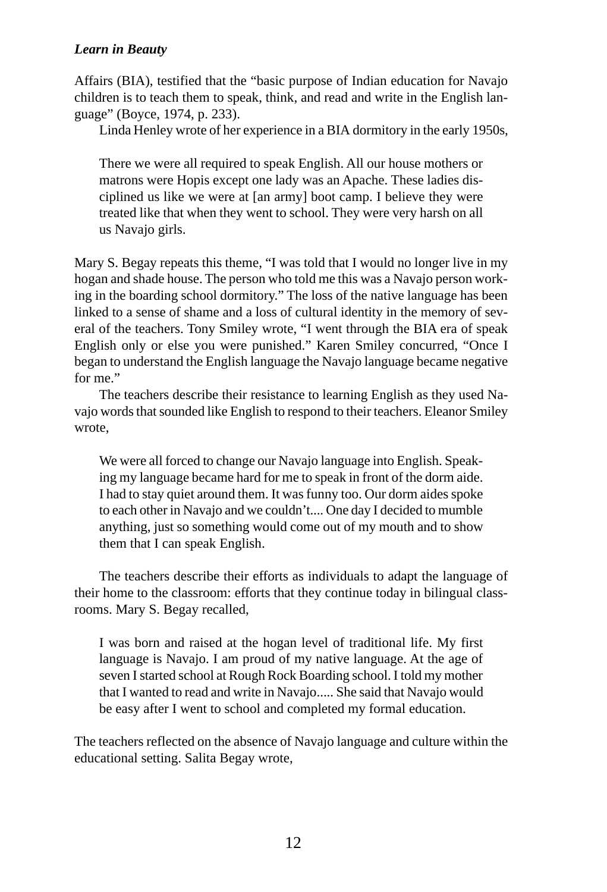Affairs (BIA), testified that the "basic purpose of Indian education for Navajo children is to teach them to speak, think, and read and write in the English language" (Boyce, 1974, p. 233).

Linda Henley wrote of her experience in a BIA dormitory in the early 1950s,

> There we were all required to speak English. All our house mothers or matrons were Hopis except one lady was an Apache. These ladies disciplined us like we were at [an army] boot camp. I believe they were treated like that when they went to school. They were very harsh on all us Navajo girls.

Mary S. Begay repeats this theme, "I was told that I would no longer live in my hogan and shade house. The person who told me this was a Navajo person working in the boarding school dormitory." The loss of the native language has been linked to a sense of shame and a loss of cultural identity in the memory of several of the teachers. Tony Smiley wrote, "I went through the BIA era of speak English only or else you were punished." Karen Smiley concurred, "Once I began to understand the English language the Navajo language became negative for me."

The teachers describe their resistance to learning English as they used Navajo words that sounded like English to respond to their teachers. Eleanor Smiley wrote,

> We were all forced to change our Navajo language into English. Speaking my language became hard for me to speak in front of the dorm aide. I had to stay quiet around them. It was funny too. Our dorm aides spoke to each other in Navajo and we couldn't.... One day I decided to mumble anything, just so something would come out of my mouth and to show them that I can speak English.

The teachers describe their efforts as individuals to adapt the language of their home to the classroom: efforts that they continue today in bilingual classrooms. Mary S. Begay recalled,

> I was born and raised at the hogan level of traditional life. My first language is Navajo. I am proud of my native language. At the age of seven I started school at Rough Rock Boarding school. I told my mother that I wanted to read and write in Navajo..... She said that Navajo would be easy after I went to school and completed my formal education.

The teachers reflected on the absence of Navajo language and culture within the educational setting. Salita Begay wrote,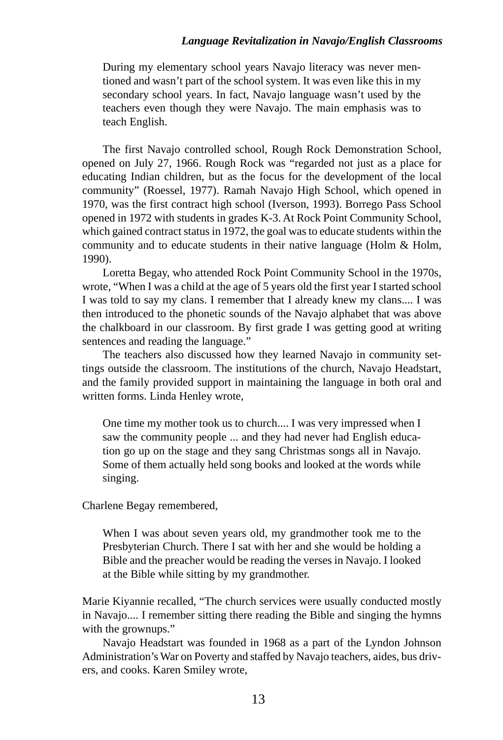> During my elementary school years Navajo literacy was never mentioned and wasn't part of the school system. It was even like this in my secondary school years. In fact, Navajo language wasn't used by the teachers even though they were Navajo. The main emphasis was to teach English.

The first Navajo controlled school, Rough Rock Demonstration School, opened on July 27, 1966. Rough Rock was "regarded not just as a place for educating Indian children, but as the focus for the development of the local community" (Roessel, 1977). Ramah Navajo High School, which opened in 1970, was the first contract high school (Iverson, 1993). Borrego Pass School opened in 1972 with students in grades K-3. At Rock Point Community School, which gained contract status in 1972, the goal was to educate students within the community and to educate students in their native language (Holm & Holm, 1990).

Loretta Begay, who attended Rock Point Community School in the 1970s, wrote, "When I was a child at the age of 5 years old the first year I started school I was told to say my clans. I remember that I already knew my clans.... I was then introduced to the phonetic sounds of the Navajo alphabet that was above the chalkboard in our classroom. By first grade I was getting good at writing sentences and reading the language."

The teachers also discussed how they learned Navajo in community settings outside the classroom. The institutions of the church, Navajo Headstart, and the family provided support in maintaining the language in both oral and written forms. Linda Henley wrote,

> One time my mother took us to church.... I was very impressed when I saw the community people ... and they had never had English education go up on the stage and they sang Christmas songs all in Navajo. Some of them actually held song books and looked at the words while singing.

Charlene Begay remembered,

> When I was about seven years old, my grandmother took me to the Presbyterian Church. There I sat with her and she would be holding a Bible and the preacher would be reading the verses in Navajo. I looked at the Bible while sitting by my grandmother.

Marie Kiyannie recalled, "The church services were usually conducted mostly in Navajo.... I remember sitting there reading the Bible and singing the hymns with the grownups."

Navajo Headstart was founded in 1968 as a part of the Lyndon Johnson Administration's War on Poverty and staffed by Navajo teachers, aides, bus drivers, and cooks. Karen Smiley wrote,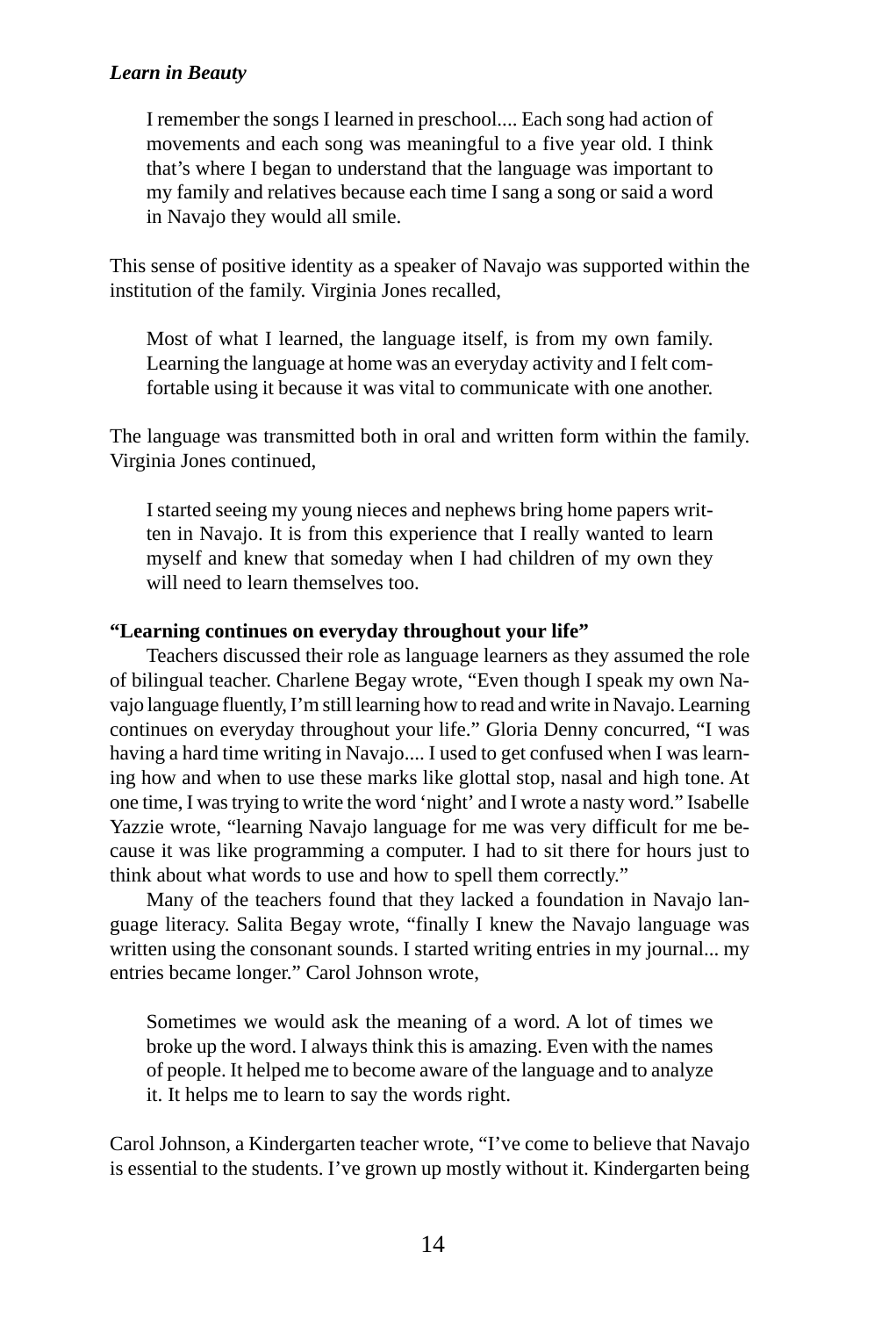> I remember the songs I learned in preschool.... Each song had action of movements and each song was meaningful to a five year old. I think that's where I began to understand that the language was important to my family and relatives because each time I sang a song or said a word in Navajo they would all smile.

This sense of positive identity as a speaker of Navajo was supported within the institution of the family. Virginia Jones recalled,

> Most of what I learned, the language itself, is from my own family. Learning the language at home was an everyday activity and I felt comfortable using it because it was vital to communicate with one another.

The language was transmitted both in oral and written form within the family. Virginia Jones continued,

> I started seeing my young nieces and nephews bring home papers written in Navajo. It is from this experience that I really wanted to learn myself and knew that someday when I had children of my own they will need to learn themselves too.

**"Learning continues on everyday throughout your life"**

Teachers discussed their role as language learners as they assumed the role of bilingual teacher. Charlene Begay wrote, "Even though I speak my own Navajo language fluently, I'm still learning how to read and write in Navajo. Learning continues on everyday throughout your life." Gloria Denny concurred, "I was having a hard time writing in Navajo.... I used to get confused when I was learning how and when to use these marks like glottal stop, nasal and high tone. At one time, I was trying to write the word 'night' and I wrote a nasty word." Isabelle Yazzie wrote, "learning Navajo language for me was very difficult for me because it was like programming a computer. I had to sit there for hours just to think about what words to use and how to spell them correctly."

Many of the teachers found that they lacked a foundation in Navajo language literacy. Salita Begay wrote, "finally I knew the Navajo language was written using the consonant sounds. I started writing entries in my journal... my entries became longer." Carol Johnson wrote,

> Sometimes we would ask the meaning of a word. A lot of times we broke up the word. I always think this is amazing. Even with the names of people. It helped me to become aware of the language and to analyze it. It helps me to learn to say the words right.

Carol Johnson, a Kindergarten teacher wrote, "I've come to believe that Navajo is essential to the students. I've grown up mostly without it. Kindergarten being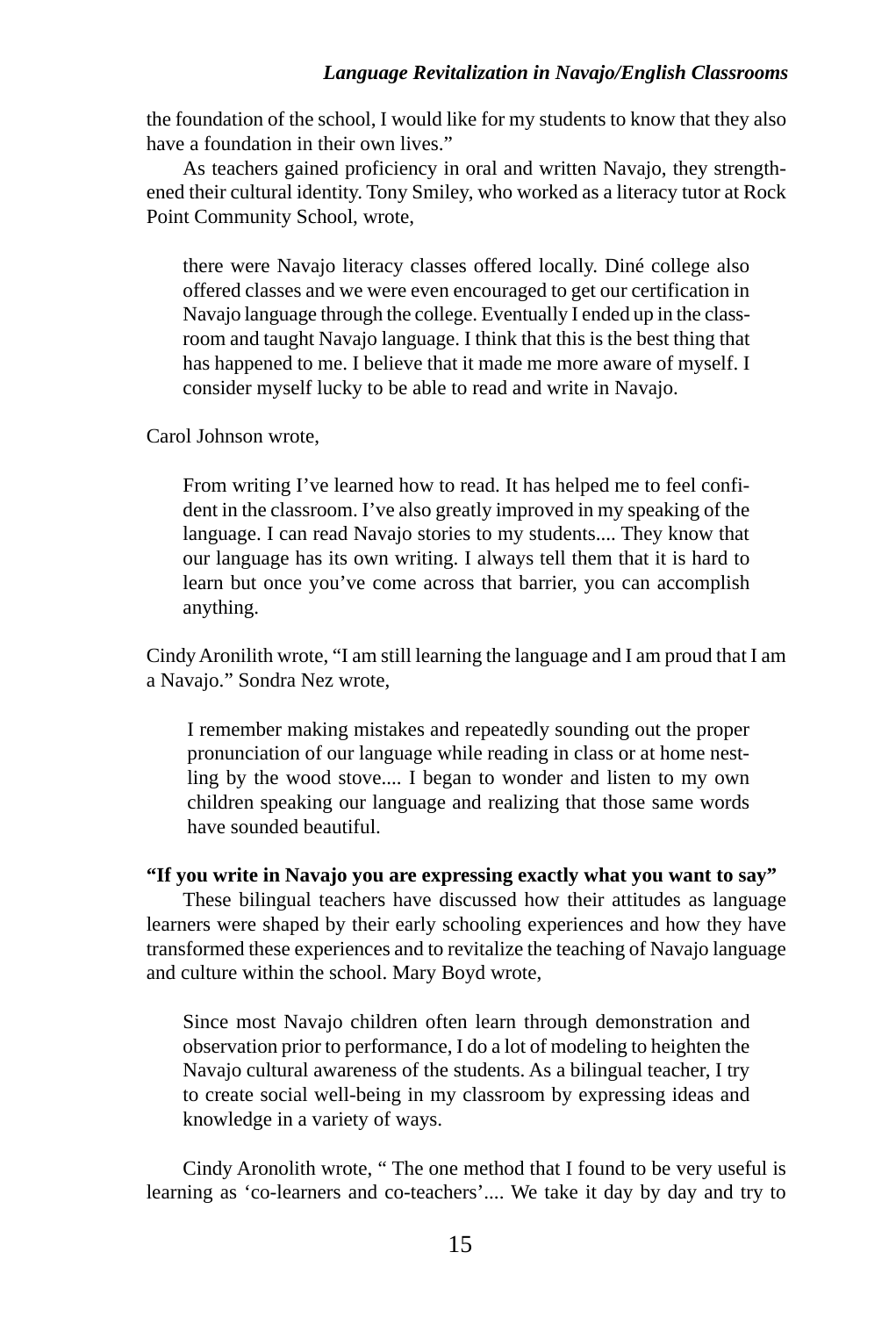the foundation of the school, I would like for my students to know that they also have a foundation in their own lives."

As teachers gained proficiency in oral and written Navajo, they strengthened their cultural identity. Tony Smiley, who worked as a literacy tutor at Rock Point Community School, wrote,

> there were Navajo literacy classes offered locally. Diné college also offered classes and we were even encouraged to get our certification in Navajo language through the college. Eventually I ended up in the classroom and taught Navajo language. I think that this is the best thing that has happened to me. I believe that it made me more aware of myself. I consider myself lucky to be able to read and write in Navajo.

Carol Johnson wrote,

> From writing I've learned how to read. It has helped me to feel confident in the classroom. I've also greatly improved in my speaking of the language. I can read Navajo stories to my students.... They know that our language has its own writing. I always tell them that it is hard to learn but once you've come across that barrier, you can accomplish anything.

Cindy Aronilith wrote, "I am still learning the language and I am proud that I am a Navajo." Sondra Nez wrote,

> I remember making mistakes and repeatedly sounding out the proper pronunciation of our language while reading in class or at home nestling by the wood stove.... I began to wonder and listen to my own children speaking our language and realizing that those same words have sounded beautiful.

**"If you write in Navajo you are expressing exactly what you want to say"**

These bilingual teachers have discussed how their attitudes as language learners were shaped by their early schooling experiences and how they have transformed these experiences and to revitalize the teaching of Navajo language and culture within the school. Mary Boyd wrote,

> Since most Navajo children often learn through demonstration and observation prior to performance, I do a lot of modeling to heighten the Navajo cultural awareness of the students. As a bilingual teacher, I try to create social well-being in my classroom by expressing ideas and knowledge in a variety of ways.

Cindy Aronolith wrote, " The one method that I found to be very useful is learning as 'co-learners and co-teachers'.... We take it day by day and try to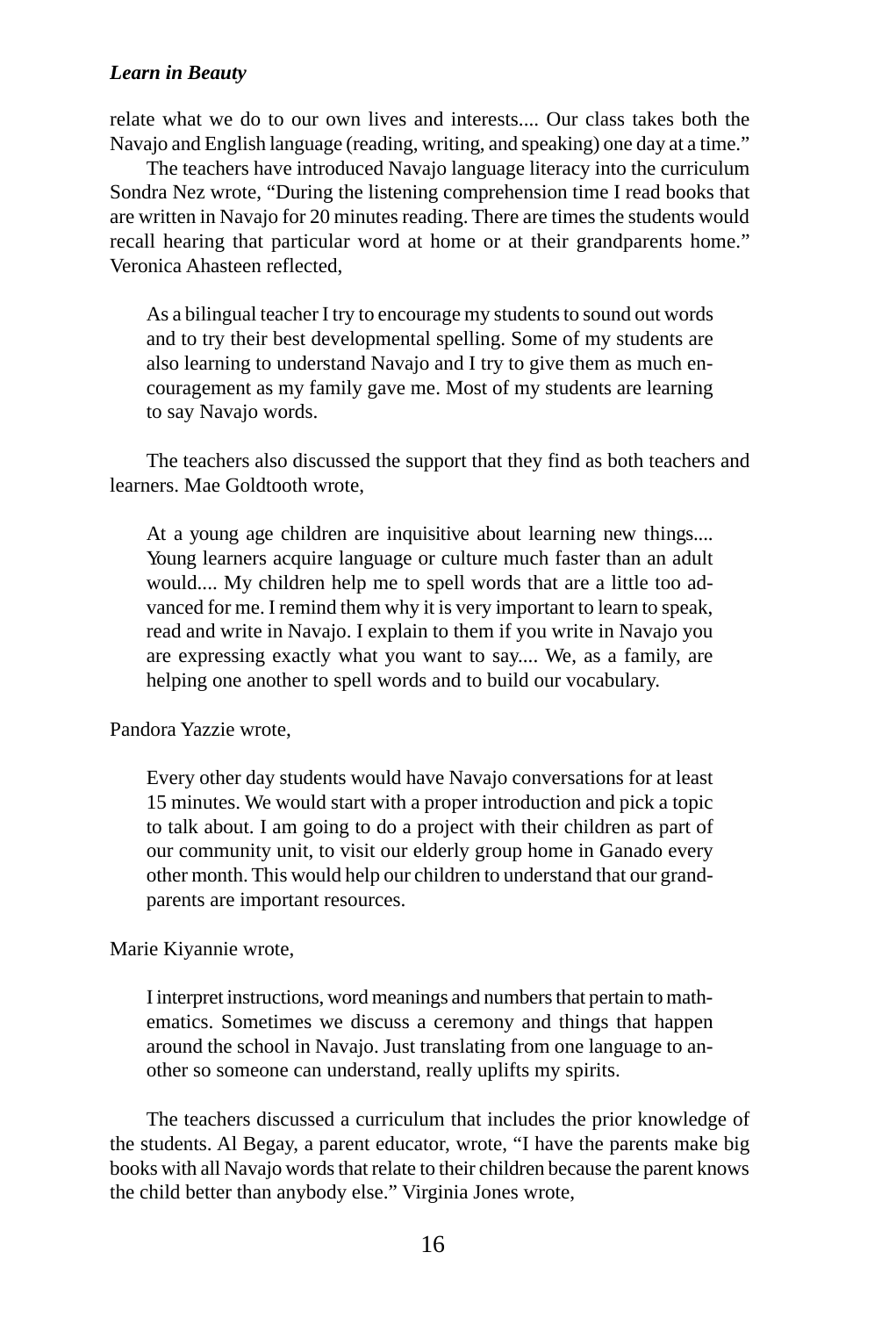relate what we do to our own lives and interests.... Our class takes both the Navajo and English language (reading, writing, and speaking) one day at a time."

The teachers have introduced Navajo language literacy into the curriculum Sondra Nez wrote, "During the listening comprehension time I read books that are written in Navajo for 20 minutes reading. There are times the students would recall hearing that particular word at home or at their grandparents home." Veronica Ahasteen reflected,

> As a bilingual teacher I try to encourage my students to sound out words and to try their best developmental spelling. Some of my students are also learning to understand Navajo and I try to give them as much encouragement as my family gave me. Most of my students are learning to say Navajo words.

The teachers also discussed the support that they find as both teachers and learners. Mae Goldtooth wrote,

> At a young age children are inquisitive about learning new things.... Young learners acquire language or culture much faster than an adult would.... My children help me to spell words that are a little too advanced for me. I remind them why it is very important to learn to speak, read and write in Navajo. I explain to them if you write in Navajo you are expressing exactly what you want to say.... We, as a family, are helping one another to spell words and to build our vocabulary.

Pandora Yazzie wrote,

> Every other day students would have Navajo conversations for at least 15 minutes. We would start with a proper introduction and pick a topic to talk about. I am going to do a project with their children as part of our community unit, to visit our elderly group home in Ganado every other month. This would help our children to understand that our grandparents are important resources.

Marie Kiyannie wrote,

> I interpret instructions, word meanings and numbers that pertain to mathematics. Sometimes we discuss a ceremony and things that happen around the school in Navajo. Just translating from one language to another so someone can understand, really uplifts my spirits.

The teachers discussed a curriculum that includes the prior knowledge of the students. Al Begay, a parent educator, wrote, "I have the parents make big books with all Navajo words that relate to their children because the parent knows the child better than anybody else." Virginia Jones wrote,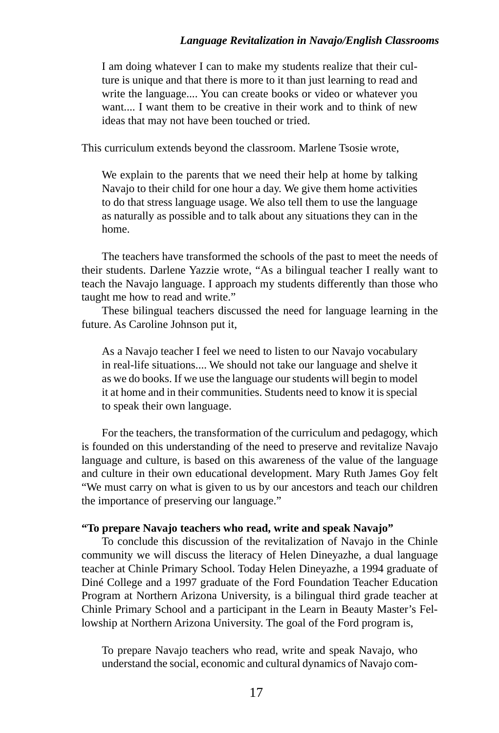> I am doing whatever I can to make my students realize that their culture is unique and that there is more to it than just learning to read and write the language.... You can create books or video or whatever you want.... I want them to be creative in their work and to think of new ideas that may not have been touched or tried.

This curriculum extends beyond the classroom. Marlene Tsosie wrote,

> We explain to the parents that we need their help at home by talking Navajo to their child for one hour a day. We give them home activities to do that stress language usage. We also tell them to use the language as naturally as possible and to talk about any situations they can in the home.

The teachers have transformed the schools of the past to meet the needs of their students. Darlene Yazzie wrote, "As a bilingual teacher I really want to teach the Navajo language. I approach my students differently than those who taught me how to read and write."

These bilingual teachers discussed the need for language learning in the future. As Caroline Johnson put it,

> As a Navajo teacher I feel we need to listen to our Navajo vocabulary in real-life situations.... We should not take our language and shelve it as we do books. If we use the language our students will begin to model it at home and in their communities. Students need to know it is special to speak their own language.

For the teachers, the transformation of the curriculum and pedagogy, which is founded on this understanding of the need to preserve and revitalize Navajo language and culture, is based on this awareness of the value of the language and culture in their own educational development. Mary Ruth James Goy felt "We must carry on what is given to us by our ancestors and teach our children the importance of preserving our language."

**"To prepare Navajo teachers who read, write and speak Navajo"**

To conclude this discussion of the revitalization of Navajo in the Chinle community we will discuss the literacy of Helen Dineyazhe, a dual language teacher at Chinle Primary School. Today Helen Dineyazhe, a 1994 graduate of Diné College and a 1997 graduate of the Ford Foundation Teacher Education Program at Northern Arizona University, is a bilingual third grade teacher at Chinle Primary School and a participant in the Learn in Beauty Master's Fellowship at Northern Arizona University. The goal of the Ford program is,

> To prepare Navajo teachers who read, write and speak Navajo, who understand the social, economic and cultural dynamics of Navajo com-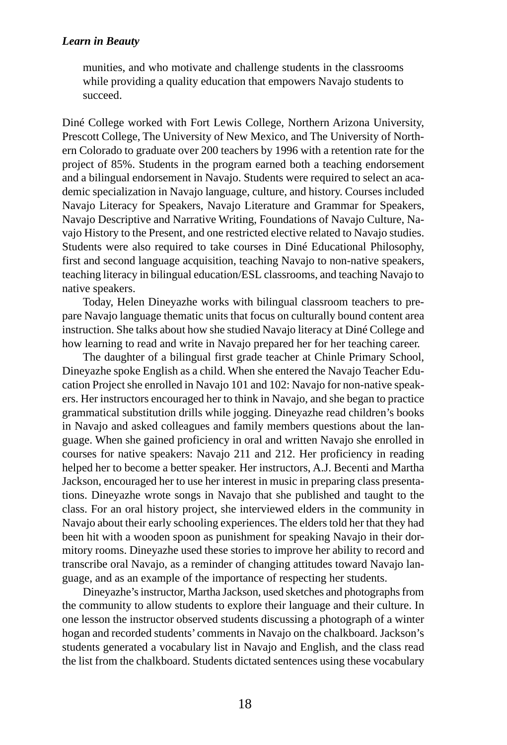munities, and who motivate and challenge students in the classrooms while providing a quality education that empowers Navajo students to succeed.

Diné College worked with Fort Lewis College, Northern Arizona University, Prescott College, The University of New Mexico, and The University of Northern Colorado to graduate over 200 teachers by 1996 with a retention rate for the project of 85%. Students in the program earned both a teaching endorsement and a bilingual endorsement in Navajo. Students were required to select an academic specialization in Navajo language, culture, and history. Courses included Navajo Literacy for Speakers, Navajo Literature and Grammar for Speakers, Navajo Descriptive and Narrative Writing, Foundations of Navajo Culture, Navajo History to the Present, and one restricted elective related to Navajo studies. Students were also required to take courses in Diné Educational Philosophy, first and second language acquisition, teaching Navajo to non-native speakers, teaching literacy in bilingual education/ESL classrooms, and teaching Navajo to native speakers.

Today, Helen Dineyazhe works with bilingual classroom teachers to prepare Navajo language thematic units that focus on culturally bound content area instruction. She talks about how she studied Navajo literacy at Diné College and how learning to read and write in Navajo prepared her for her teaching career.

The daughter of a bilingual first grade teacher at Chinle Primary School, Dineyazhe spoke English as a child. When she entered the Navajo Teacher Education Project she enrolled in Navajo 101 and 102: Navajo for non-native speakers. Her instructors encouraged her to think in Navajo, and she began to practice grammatical substitution drills while jogging. Dineyazhe read children's books in Navajo and asked colleagues and family members questions about the language. When she gained proficiency in oral and written Navajo she enrolled in courses for native speakers: Navajo 211 and 212. Her proficiency in reading helped her to become a better speaker. Her instructors, A.J. Becenti and Martha Jackson, encouraged her to use her interest in music in preparing class presentations. Dineyazhe wrote songs in Navajo that she published and taught to the class. For an oral history project, she interviewed elders in the community in Navajo about their early schooling experiences. The elders told her that they had been hit with a wooden spoon as punishment for speaking Navajo in their dormitory rooms. Dineyazhe used these stories to improve her ability to record and transcribe oral Navajo, as a reminder of changing attitudes toward Navajo language, and as an example of the importance of respecting her students.

Dineyazhe's instructor, Martha Jackson, used sketches and photographs from the community to allow students to explore their language and their culture. In one lesson the instructor observed students discussing a photograph of a winter hogan and recorded students' comments in Navajo on the chalkboard. Jackson's students generated a vocabulary list in Navajo and English, and the class read the list from the chalkboard. Students dictated sentences using these vocabulary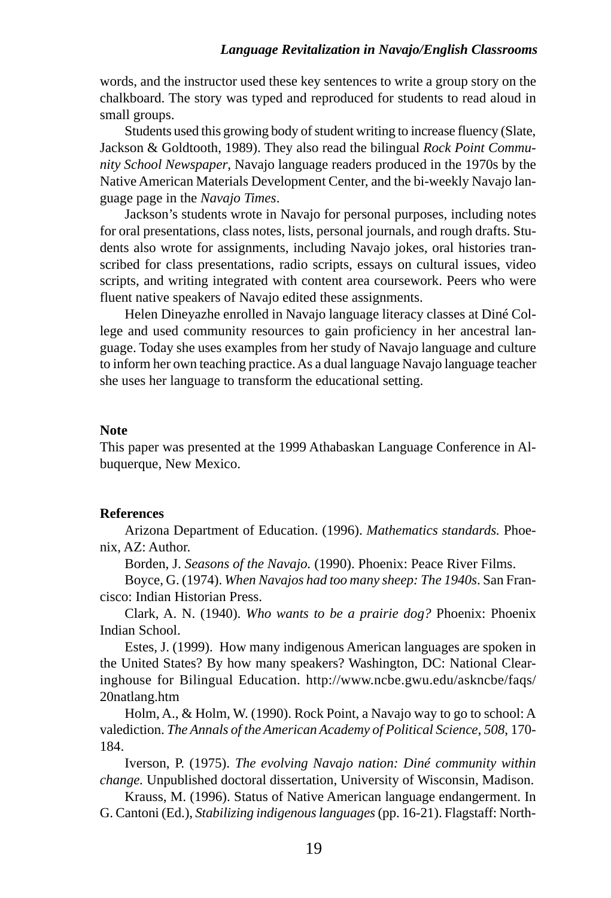words, and the instructor used these key sentences to write a group story on the chalkboard. The story was typed and reproduced for students to read aloud in small groups.

Students used this growing body of student writing to increase fluency (Slate, Jackson & Goldtooth, 1989). They also read the bilingual *Rock Point Community School Newspaper*, Navajo language readers produced in the 1970s by the Native American Materials Development Center, and the bi-weekly Navajo language page in the *Navajo Times*.

Jackson's students wrote in Navajo for personal purposes, including notes for oral presentations, class notes, lists, personal journals, and rough drafts. Students also wrote for assignments, including Navajo jokes, oral histories transcribed for class presentations, radio scripts, essays on cultural issues, video scripts, and writing integrated with content area coursework. Peers who were fluent native speakers of Navajo edited these assignments.

Helen Dineyazhe enrolled in Navajo language literacy classes at Diné College and used community resources to gain proficiency in her ancestral language. Today she uses examples from her study of Navajo language and culture to inform her own teaching practice. As a dual language Navajo language teacher she uses her language to transform the educational setting.

**Note**

This paper was presented at the 1999 Athabaskan Language Conference in Albuquerque, New Mexico.

**References**

Arizona Department of Education. (1996). *Mathematics standards.* Phoenix, AZ: Author.

Borden, J. *Seasons of the Navajo.* (1990). Phoenix: Peace River Films.

Boyce, G. (1974). *When Navajos had too many sheep: The 1940s*. San Francisco: Indian Historian Press.

Clark, A. N. (1940). *Who wants to be a prairie dog?* Phoenix: Phoenix Indian School.

Estes, J. (1999). How many indigenous American languages are spoken in the United States? By how many speakers? Washington, DC: National Clearinghouse for Bilingual Education. http://www.ncbe.gwu.edu/askncbe/faqs/20natlang.htm

Holm, A., & Holm, W. (1990). Rock Point, a Navajo way to go to school: A valediction. *The Annals of the American Academy of Political Science, 508*, 170-184.

Iverson, P. (1975). *The evolving Navajo nation: Diné community within change.* Unpublished doctoral dissertation, University of Wisconsin, Madison.

Krauss, M. (1996). Status of Native American language endangerment. In G. Cantoni (Ed.), *Stabilizing indigenous languages* (pp. 16-21). Flagstaff: North-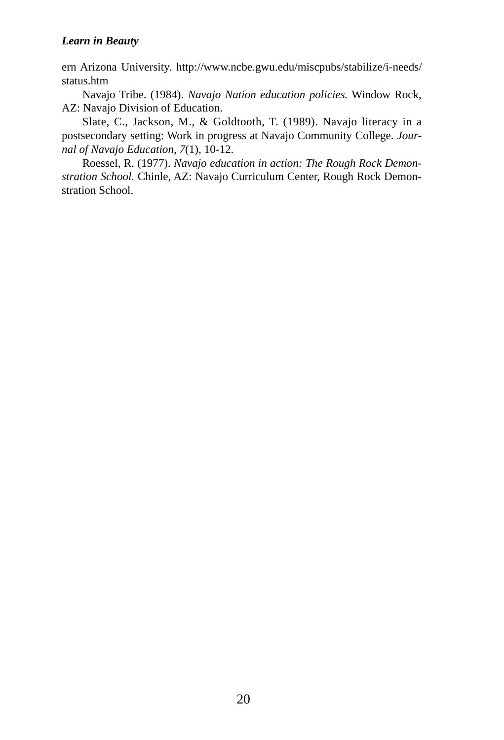ern Arizona University. http://www.ncbe.gwu.edu/miscpubs/stabilize/i-needs/status.htm

Navajo Tribe. (1984). *Navajo Nation education policies.* Window Rock, AZ: Navajo Division of Education.

Slate, C., Jackson, M., & Goldtooth, T. (1989). Navajo literacy in a postsecondary setting: Work in progress at Navajo Community College. *Journal of Navajo Education, 7*(1), 10-12.

Roessel, R. (1977). *Navajo education in action: The Rough Rock Demonstration School.* Chinle, AZ: Navajo Curriculum Center, Rough Rock Demonstration School.